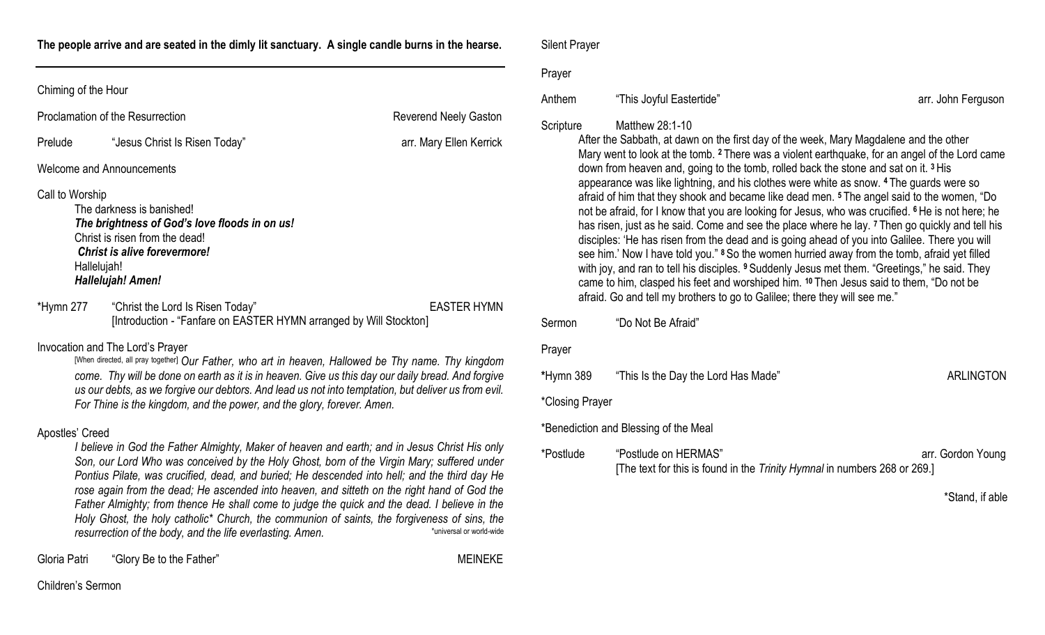**The people arrive and are seated in the dimly lit sanctuary. A single candle burns in the hearse.**

---

Chiming of the Hour

Proclamation of the Resurrection — Reverend Neely Gaston

Prelude — "Jesus Christ Is Risen Today" — arr. Mary Ellen Kerrick

Welcome and Announcements

Call to Worship

The darkness is banished!
***The brightness of God's love floods in on us!***
Christ is risen from the dead!
***Christ is alive forevermore!***
Hallelujah!
***Hallelujah! Amen!***

*Hymn 277 — "Christ the Lord Is Risen Today" — EASTER HYMN
[Introduction - "Fanfare on EASTER HYMN arranged by Will Stockton]

Invocation and The Lord's Prayer

[When directed, all pray together] *Our Father, who art in heaven, Hallowed be Thy name. Thy kingdom come. Thy will be done on earth as it is in heaven. Give us this day our daily bread. And forgive us our debts, as we forgive our debtors. And lead us not into temptation, but deliver us from evil. For Thine is the kingdom, and the power, and the glory, forever. Amen.*

Apostles' Creed

*I believe in God the Father Almighty, Maker of heaven and earth; and in Jesus Christ His only Son, our Lord Who was conceived by the Holy Ghost, born of the Virgin Mary; suffered under Pontius Pilate, was crucified, dead, and buried; He descended into hell; and the third day He rose again from the dead; He ascended into heaven, and sitteth on the right hand of God the Father Almighty; from thence He shall come to judge the quick and the dead. I believe in the Holy Ghost, the holy catholic* Church, the communion of saints, the forgiveness of sins, the resurrection of the body, and the life everlasting. Amen.*

*universal or world-wide

Gloria Patri — "Glory Be to the Father" — MEINEKE

Children's Sermon

Silent Prayer

Prayer

Anthem — "This Joyful Eastertide" — arr. John Ferguson

Scripture — Matthew 28:1-10

After the Sabbath, at dawn on the first day of the week, Mary Magdalene and the other Mary went to look at the tomb. **2** There was a violent earthquake, for an angel of the Lord came down from heaven and, going to the tomb, rolled back the stone and sat on it. **3** His appearance was like lightning, and his clothes were white as snow. **4** The guards were so afraid of him that they shook and became like dead men. **5** The angel said to the women, "Do not be afraid, for I know that you are looking for Jesus, who was crucified. **6** He is not here; he has risen, just as he said. Come and see the place where he lay. **7** Then go quickly and tell his disciples: 'He has risen from the dead and is going ahead of you into Galilee. There you will see him.' Now I have told you." **8** So the women hurried away from the tomb, afraid yet filled with joy, and ran to tell his disciples. **9** Suddenly Jesus met them. "Greetings," he said. They came to him, clasped his feet and worshiped him. **10** Then Jesus said to them, "Do not be afraid. Go and tell my brothers to go to Galilee; there they will see me."

Sermon — "Do Not Be Afraid"

Prayer

*Hymn 389 — "This Is the Day the Lord Has Made" — ARLINGTON

*Closing Prayer

*Benediction and Blessing of the Meal

*Postlude — "Postlude on HERMAS" — arr. Gordon Young
[The text for this is found in the *Trinity Hymnal* in numbers 268 or 269.]

*Stand, if able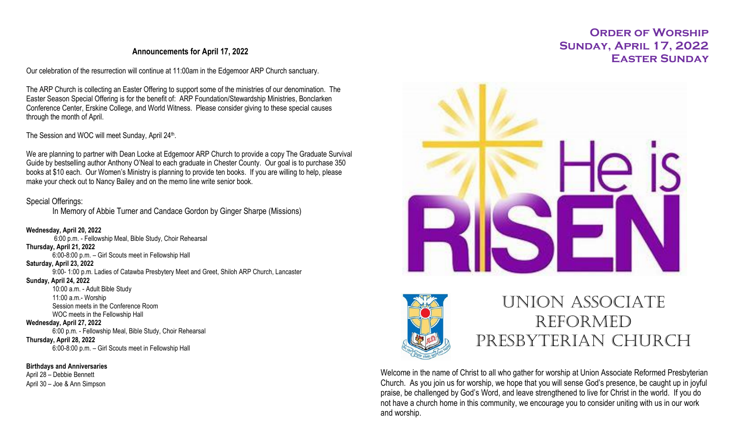## Announcements for April 17, 2022

Our celebration of the resurrection will continue at 11:00am in the Edgemoor ARP Church sanctuary.

The ARP Church is collecting an Easter Offering to support some of the ministries of our denomination. The Easter Season Special Offering is for the benefit of: ARP Foundation/Stewardship Ministries, Bonclarken Conference Center, Erskine College, and World Witness. Please consider giving to these special causes through the month of April.

The Session and WOC will meet Sunday, April 24th.

We are planning to partner with Dean Locke at Edgemoor ARP Church to provide a copy The Graduate Survival Guide by bestselling author Anthony O'Neal to each graduate in Chester County. Our goal is to purchase 350 books at $10 each. Our Women's Ministry is planning to provide ten books. If you are willing to help, please make your check out to Nancy Bailey and on the memo line write senior book.

Special Offerings:

In Memory of Abbie Turner and Candace Gordon by Ginger Sharpe (Missions)

**Wednesday, April 20, 2022**
6:00 p.m. - Fellowship Meal, Bible Study, Choir Rehearsal

**Thursday, April 21, 2022**
6:00-8:00 p.m. – Girl Scouts meet in Fellowship Hall

**Saturday, April 23, 2022**
9:00- 1:00 p.m. Ladies of Catawba Presbytery Meet and Greet, Shiloh ARP Church, Lancaster

**Sunday, April 24, 2022**
10:00 a.m. - Adult Bible Study
11:00 a.m.- Worship
Session meets in the Conference Room
WOC meets in the Fellowship Hall

**Wednesday, April 27, 2022**
6:00 p.m. - Fellowship Meal, Bible Study, Choir Rehearsal

**Thursday, April 28, 2022**
6:00-8:00 p.m. – Girl Scouts meet in Fellowship Hall

**Birthdays and Anniversaries**
April 28 – Debbie Bennett
April 30 – Joe & Ann Simpson

# Order of Worship
## Sunday, April 17, 2022
## Easter Sunday

He is RISEN

# Union Associate Reformed Presbyterian Church

Welcome in the name of Christ to all who gather for worship at Union Associate Reformed Presbyterian Church. As you join us for worship, we hope that you will sense God's presence, be caught up in joyful praise, be challenged by God's Word, and leave strengthened to live for Christ in the world. If you do not have a church home in this community, we encourage you to consider uniting with us in our work and worship.